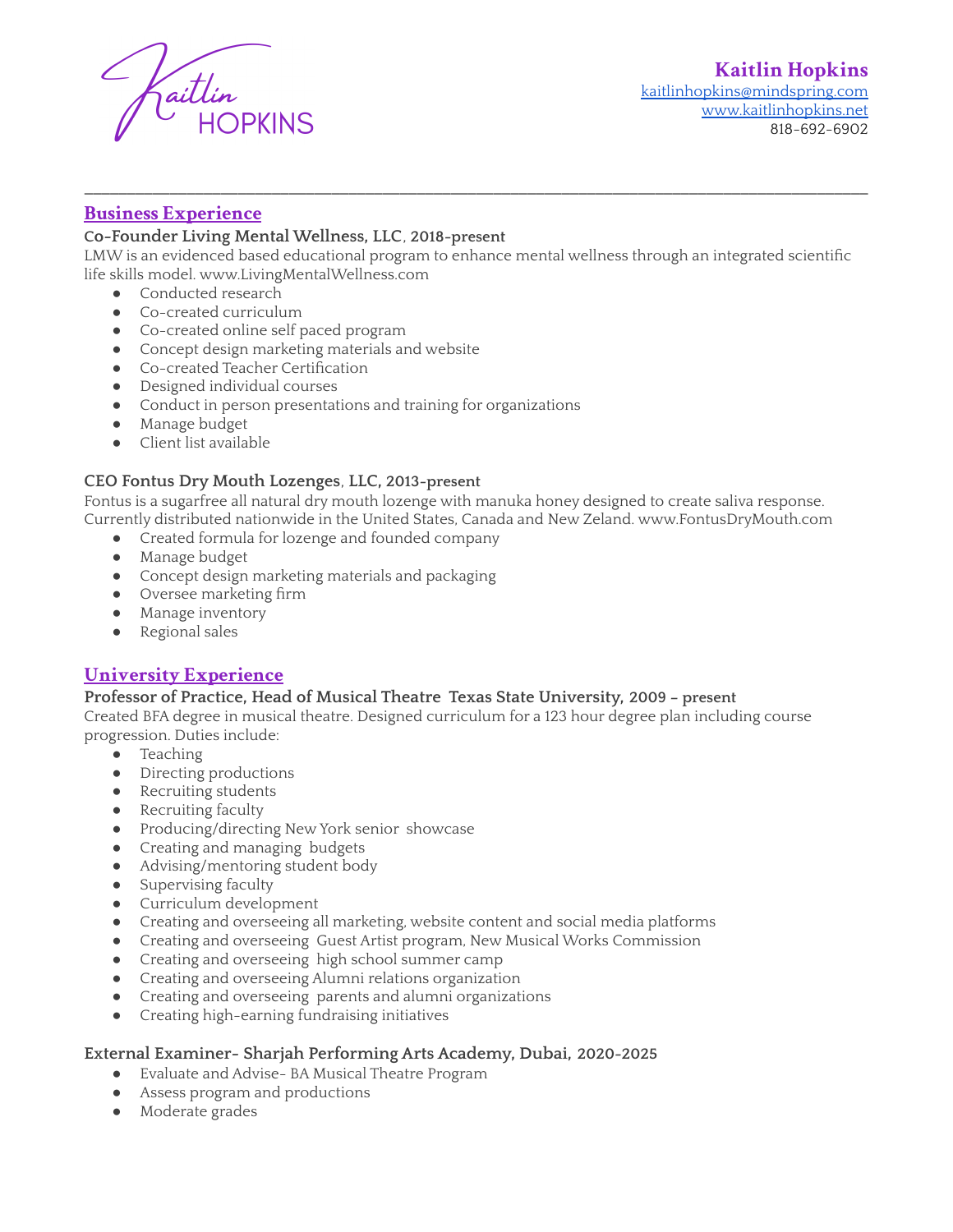Kaitlin HOPKINS

**Kaitlin Hopkins**
kaitlinhopkins@mindspring.com
www.kaitlinhopkins.net
818-692-6902

---

## Business Experience

**Co-Founder Living Mental Wellness, LLC, 2018-present**

LMW is an evidenced based educational program to enhance mental wellness through an integrated scientific life skills model. www.LivingMentalWellness.com

- Conducted research
- Co-created curriculum
- Co-created online self paced program
- Concept design marketing materials and website
- Co-created Teacher Certification
- Designed individual courses
- Conduct in person presentations and training for organizations
- Manage budget
- Client list available

**CEO Fontus Dry Mouth Lozenges, LLC, 2013-present**

Fontus is a sugarfree all natural dry mouth lozenge with manuka honey designed to create saliva response. Currently distributed nationwide in the United States, Canada and New Zeland. www.FontusDryMouth.com

- Created formula for lozenge and founded company
- Manage budget
- Concept design marketing materials and packaging
- Oversee marketing firm
- Manage inventory
- Regional sales

## University Experience

**Professor of Practice, Head of Musical Theatre Texas State University, 2009 - present**

Created BFA degree in musical theatre. Designed curriculum for a 123 hour degree plan including course progression. Duties include:

- Teaching
- Directing productions
- Recruiting students
- Recruiting faculty
- Producing/directing New York senior showcase
- Creating and managing budgets
- Advising/mentoring student body
- Supervising faculty
- Curriculum development
- Creating and overseeing all marketing, website content and social media platforms
- Creating and overseeing Guest Artist program, New Musical Works Commission
- Creating and overseeing high school summer camp
- Creating and overseeing Alumni relations organization
- Creating and overseeing parents and alumni organizations
- Creating high-earning fundraising initiatives

**External Examiner- Sharjah Performing Arts Academy, Dubai, 2020-2025**

- Evaluate and Advise- BA Musical Theatre Program
- Assess program and productions
- Moderate grades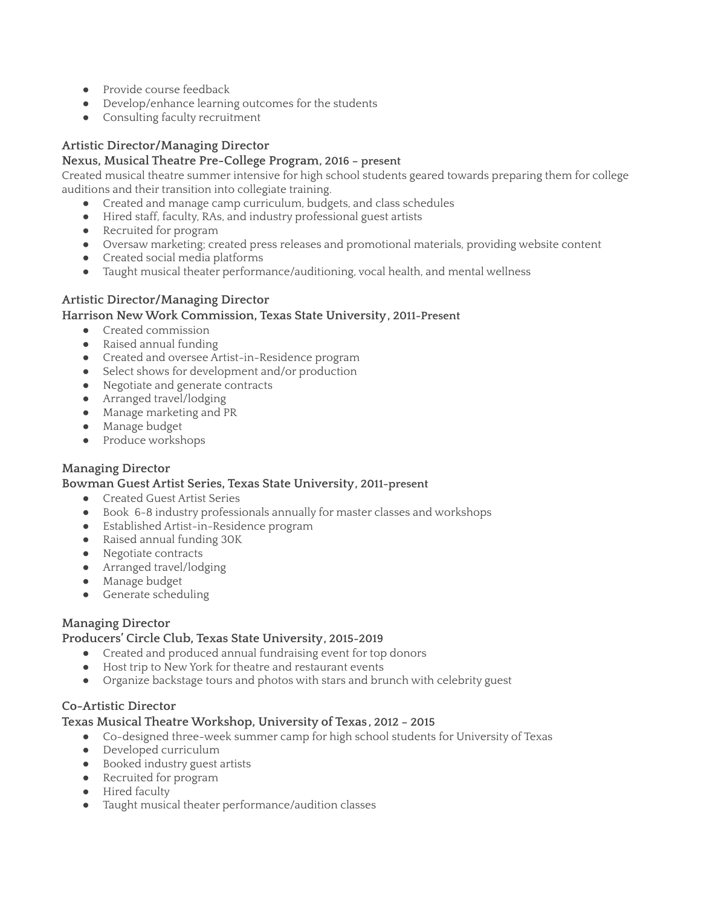- Provide course feedback
- Develop/enhance learning outcomes for the students
- Consulting faculty recruitment

**Artistic Director/Managing Director**
**Nexus, Musical Theatre Pre-College Program, 2016 – present**
Created musical theatre summer intensive for high school students geared towards preparing them for college auditions and their transition into collegiate training.

- Created and manage camp curriculum, budgets, and class schedules
- Hired staff, faculty, RAs, and industry professional guest artists
- Recruited for program
- Oversaw marketing; created press releases and promotional materials, providing website content
- Created social media platforms
- Taught musical theater performance/auditioning, vocal health, and mental wellness

**Artistic Director/Managing Director**
**Harrison New Work Commission, Texas State University, 2011-Present**

- Created commission
- Raised annual funding
- Created and oversee Artist-in-Residence program
- Select shows for development and/or production
- Negotiate and generate contracts
- Arranged travel/lodging
- Manage marketing and PR
- Manage budget
- Produce workshops

**Managing Director**
**Bowman Guest Artist Series, Texas State University, 2011-present**

- Created Guest Artist Series
- Book 6-8 industry professionals annually for master classes and workshops
- Established Artist-in-Residence program
- Raised annual funding 30K
- Negotiate contracts
- Arranged travel/lodging
- Manage budget
- Generate scheduling

**Managing Director**
**Producers' Circle Club, Texas State University, 2015-2019**

- Created and produced annual fundraising event for top donors
- Host trip to New York for theatre and restaurant events
- Organize backstage tours and photos with stars and brunch with celebrity guest

**Co-Artistic Director**
**Texas Musical Theatre Workshop, University of Texas, 2012 – 2015**

- Co-designed three-week summer camp for high school students for University of Texas
- Developed curriculum
- Booked industry guest artists
- Recruited for program
- Hired faculty
- Taught musical theater performance/audition classes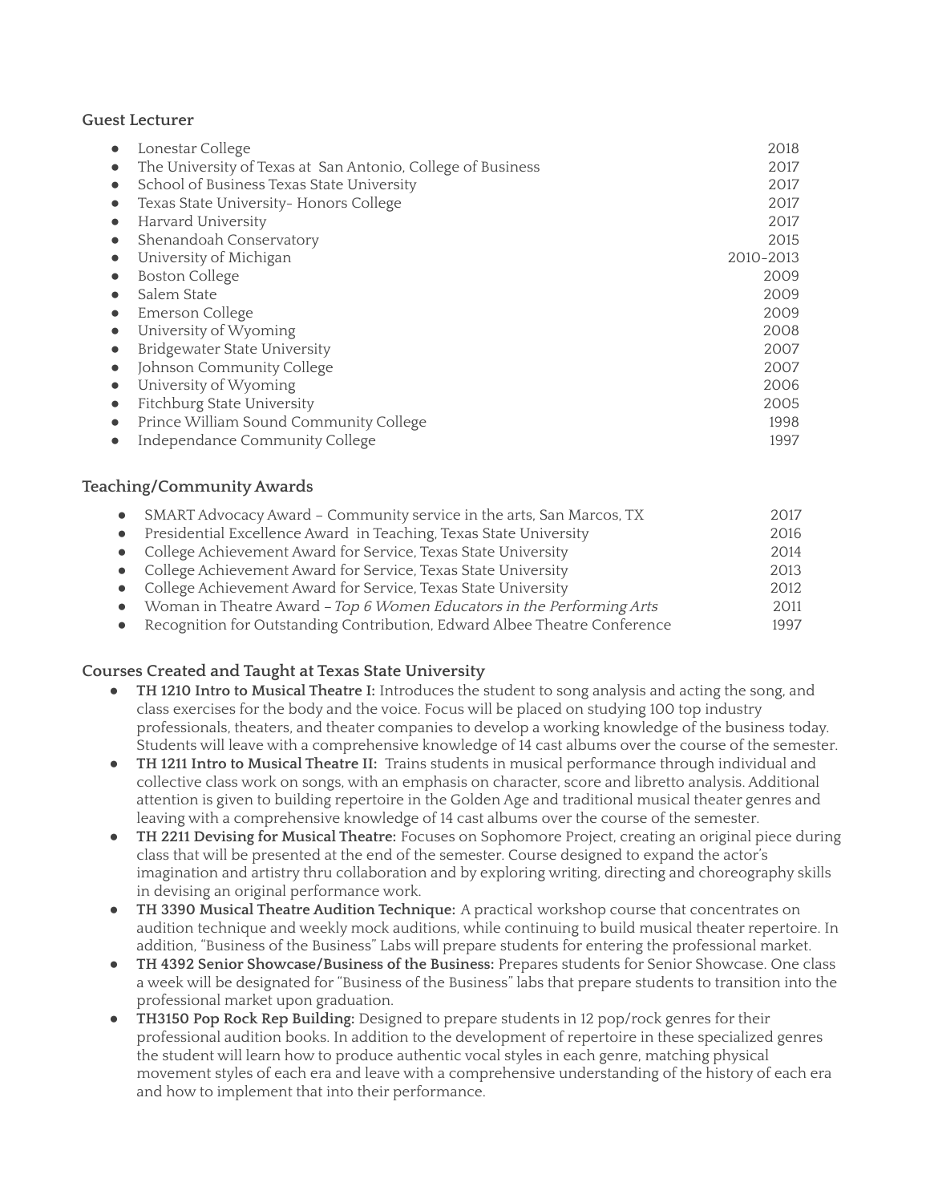### Guest Lecturer

- Lonestar College 2018
- The University of Texas at San Antonio, College of Business 2017
- School of Business Texas State University 2017
- Texas State University- Honors College 2017
- Harvard University 2017
- Shenandoah Conservatory 2015
- University of Michigan 2010-2013
- Boston College 2009
- Salem State 2009
- Emerson College 2009
- University of Wyoming 2008
- Bridgewater State University 2007
- Johnson Community College 2007
- University of Wyoming 2006
- Fitchburg State University 2005
- Prince William Sound Community College 1998
- Independance Community College 1997

### Teaching/Community Awards

- SMART Advocacy Award – Community service in the arts, San Marcos, TX 2017
- Presidential Excellence Award in Teaching, Texas State University 2016
- College Achievement Award for Service, Texas State University 2014
- College Achievement Award for Service, Texas State University 2013
- College Achievement Award for Service, Texas State University 2012
- Woman in Theatre Award – *Top 6 Women Educators in the Performing Arts* 2011
- Recognition for Outstanding Contribution, Edward Albee Theatre Conference 1997

### Courses Created and Taught at Texas State University

- **TH 1210 Intro to Musical Theatre I:** Introduces the student to song analysis and acting the song, and class exercises for the body and the voice. Focus will be placed on studying 100 top industry professionals, theaters, and theater companies to develop a working knowledge of the business today. Students will leave with a comprehensive knowledge of 14 cast albums over the course of the semester.
- **TH 1211 Intro to Musical Theatre II:** Trains students in musical performance through individual and collective class work on songs, with an emphasis on character, score and libretto analysis. Additional attention is given to building repertoire in the Golden Age and traditional musical theater genres and leaving with a comprehensive knowledge of 14 cast albums over the course of the semester.
- **TH 2211 Devising for Musical Theatre:** Focuses on Sophomore Project, creating an original piece during class that will be presented at the end of the semester. Course designed to expand the actor's imagination and artistry thru collaboration and by exploring writing, directing and choreography skills in devising an original performance work.
- **TH 3390 Musical Theatre Audition Technique:** A practical workshop course that concentrates on audition technique and weekly mock auditions, while continuing to build musical theater repertoire. In addition, "Business of the Business" Labs will prepare students for entering the professional market.
- **TH 4392 Senior Showcase/Business of the Business:** Prepares students for Senior Showcase. One class a week will be designated for "Business of the Business" labs that prepare students to transition into the professional market upon graduation.
- **TH3150 Pop Rock Rep Building:** Designed to prepare students in 12 pop/rock genres for their professional audition books. In addition to the development of repertoire in these specialized genres the student will learn how to produce authentic vocal styles in each genre, matching physical movement styles of each era and leave with a comprehensive understanding of the history of each era and how to implement that into their performance.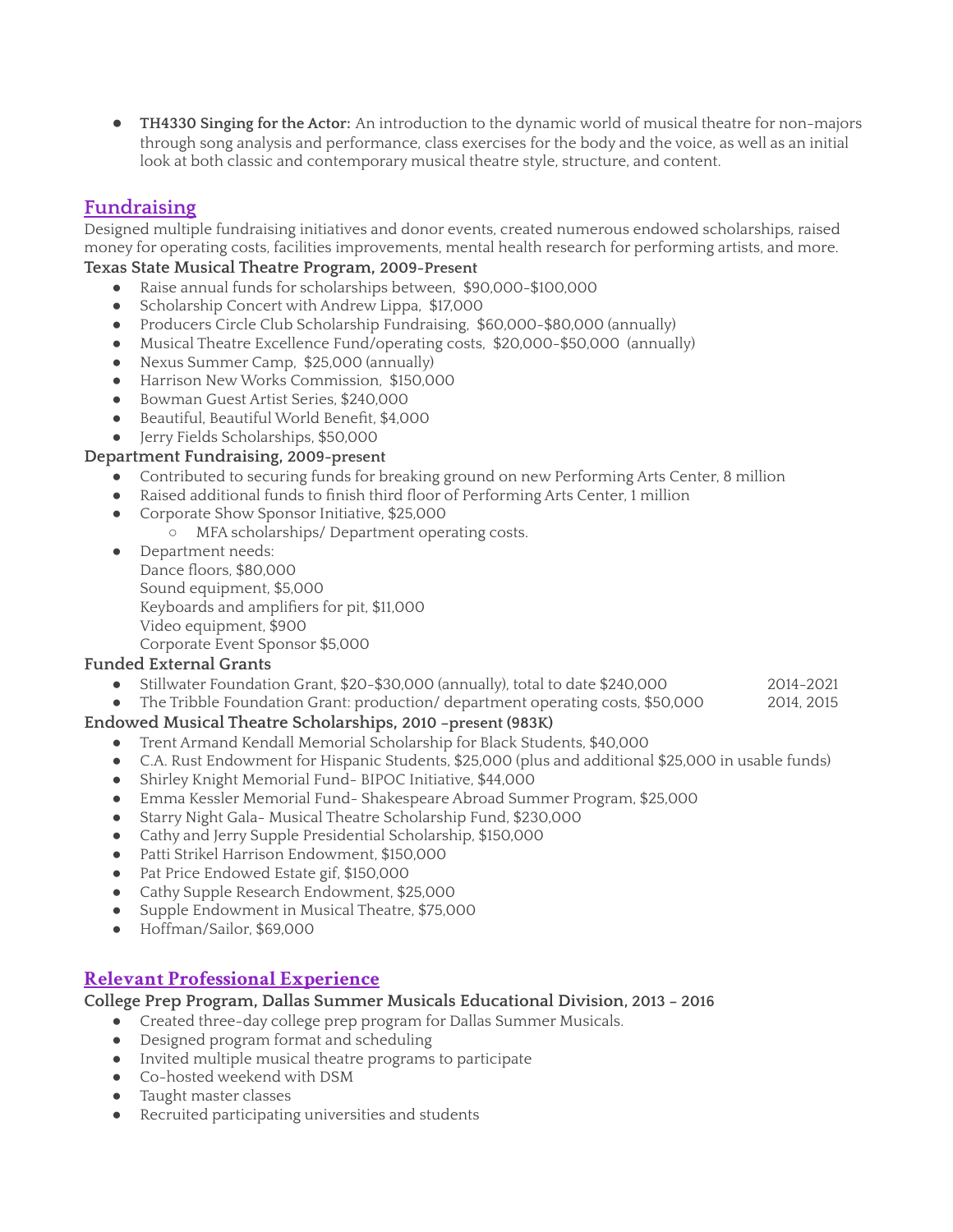- **TH4330 Singing for the Actor:** An introduction to the dynamic world of musical theatre for non-majors through song analysis and performance, class exercises for the body and the voice, as well as an initial look at both classic and contemporary musical theatre style, structure, and content.

## Fundraising

Designed multiple fundraising initiatives and donor events, created numerous endowed scholarships, raised money for operating costs, facilities improvements, mental health research for performing artists, and more.

**Texas State Musical Theatre Program, 2009-Present**

- Raise annual funds for scholarships between, $90,000-$100,000
- Scholarship Concert with Andrew Lippa, $17,000
- Producers Circle Club Scholarship Fundraising, $60,000-$80,000 (annually)
- Musical Theatre Excellence Fund/operating costs, $20,000-$50,000 (annually)
- Nexus Summer Camp, $25,000 (annually)
- Harrison New Works Commission, $150,000
- Bowman Guest Artist Series, $240,000
- Beautiful, Beautiful World Benefit, $4,000
- Jerry Fields Scholarships, $50,000

**Department Fundraising, 2009-present**

- Contributed to securing funds for breaking ground on new Performing Arts Center, 8 million
- Raised additional funds to finish third floor of Performing Arts Center, 1 million
- Corporate Show Sponsor Initiative, $25,000
    - MFA scholarships/ Department operating costs.
- Department needs:
  Dance floors, $80,000
  Sound equipment, $5,000
  Keyboards and amplifiers for pit, $11,000
  Video equipment, $900
  Corporate Event Sponsor $5,000

**Funded External Grants**

- Stillwater Foundation Grant, $20-$30,000 (annually), total to date $240,000 — 2014-2021
- The Tribble Foundation Grant: production/ department operating costs, $50,000 — 2014, 2015

**Endowed Musical Theatre Scholarships, 2010 -present (983K)**

- Trent Armand Kendall Memorial Scholarship for Black Students, $40,000
- C.A. Rust Endowment for Hispanic Students, $25,000 (plus and additional $25,000 in usable funds)
- Shirley Knight Memorial Fund- BIPOC Initiative, $44,000
- Emma Kessler Memorial Fund- Shakespeare Abroad Summer Program, $25,000
- Starry Night Gala- Musical Theatre Scholarship Fund, $230,000
- Cathy and Jerry Supple Presidential Scholarship, $150,000
- Patti Strikel Harrison Endowment, $150,000
- Pat Price Endowed Estate gif, $150,000
- Cathy Supple Research Endowment, $25,000
- Supple Endowment in Musical Theatre, $75,000
- Hoffman/Sailor, $69,000

## Relevant Professional Experience

**College Prep Program, Dallas Summer Musicals Educational Division, 2013 – 2016**

- Created three-day college prep program for Dallas Summer Musicals.
- Designed program format and scheduling
- Invited multiple musical theatre programs to participate
- Co-hosted weekend with DSM
- Taught master classes
- Recruited participating universities and students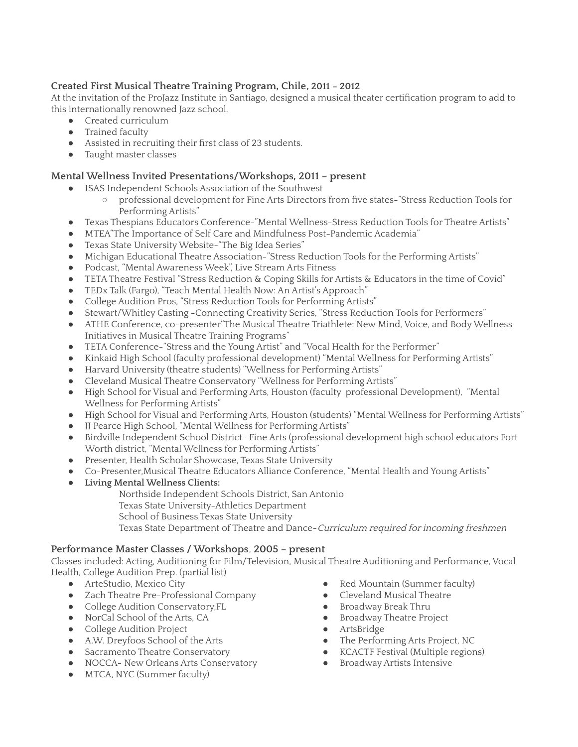### Created First Musical Theatre Training Program, Chile, 2011 – 2012

At the invitation of the ProJazz Institute in Santiago, designed a musical theater certification program to add to this internationally renowned Jazz school.

- Created curriculum
- Trained faculty
- Assisted in recruiting their first class of 23 students.
- Taught master classes

### Mental Wellness Invited Presentations/Workshops, 2011 – present

- ISAS Independent Schools Association of the Southwest
  - professional development for Fine Arts Directors from five states-"Stress Reduction Tools for Performing Artists"
- Texas Thespians Educators Conference-"Mental Wellness-Stress Reduction Tools for Theatre Artists"
- MTEA"The Importance of Self Care and Mindfulness Post-Pandemic Academia"
- Texas State University Website-"The Big Idea Series"
- Michigan Educational Theatre Association-"Stress Reduction Tools for the Performing Artists"
- Podcast, "Mental Awareness Week", Live Stream Arts Fitness
- TETA Theatre Festival "Stress Reduction & Coping Skills for Artists & Educators in the time of Covid"
- TEDx Talk (Fargo), "Teach Mental Health Now: An Artist's Approach"
- College Audition Pros, "Stress Reduction Tools for Performing Artists"
- Stewart/Whitley Casting -Connecting Creativity Series, "Stress Reduction Tools for Performers"
- ATHE Conference, co-presenter"The Musical Theatre Triathlete: New Mind, Voice, and Body Wellness Initiatives in Musical Theatre Training Programs"
- TETA Conference-"Stress and the Young Artist" and "Vocal Health for the Performer"
- Kinkaid High School (faculty professional development) "Mental Wellness for Performing Artists"
- Harvard University (theatre students) "Wellness for Performing Artists"
- Cleveland Musical Theatre Conservatory "Wellness for Performing Artists"
- High School for Visual and Performing Arts, Houston (faculty professional Development), "Mental Wellness for Performing Artists"
- High School for Visual and Performing Arts, Houston (students) "Mental Wellness for Performing Artists"
- JJ Pearce High School, "Mental Wellness for Performing Artists"
- Birdville Independent School District- Fine Arts (professional development high school educators Fort Worth district, "Mental Wellness for Performing Artists"
- Presenter, Health Scholar Showcase, Texas State University
- Co-Presenter,Musical Theatre Educators Alliance Conference, "Mental Health and Young Artists"
- **Living Mental Wellness Clients:**

  Northside Independent Schools District, San Antonio  
  Texas State University-Athletics Department  
  School of Business Texas State University  
  Texas State Department of Theatre and Dance-*Curriculum required for incoming freshmen*

### Performance Master Classes / Workshops, 2005 – present

Classes included: Acting, Auditioning for Film/Television, Musical Theatre Auditioning and Performance, Vocal Health, College Audition Prep. (partial list)

- ArteStudio, Mexico City
- Zach Theatre Pre-Professional Company
- College Audition Conservatory,FL
- NorCal School of the Arts, CA
- College Audition Project
- A.W. Dreyfoos School of the Arts
- Sacramento Theatre Conservatory
- NOCCA- New Orleans Arts Conservatory
- MTCA, NYC (Summer faculty)
- Red Mountain (Summer faculty)
- Cleveland Musical Theatre
- Broadway Break Thru
- Broadway Theatre Project
- ArtsBridge
- The Performing Arts Project, NC
- KCACTF Festival (Multiple regions)
- Broadway Artists Intensive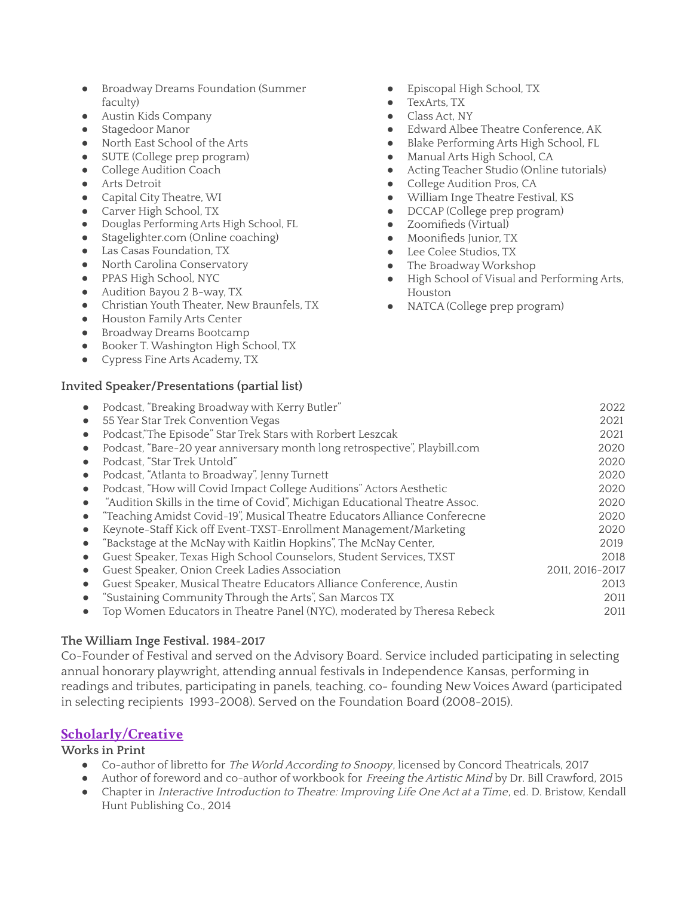- Broadway Dreams Foundation (Summer faculty)
- Austin Kids Company
- Stagedoor Manor
- North East School of the Arts
- SUTE (College prep program)
- College Audition Coach
- Arts Detroit
- Capital City Theatre, WI
- Carver High School, TX
- Douglas Performing Arts High School, FL
- Stagelighter.com (Online coaching)
- Las Casas Foundation, TX
- North Carolina Conservatory
- PPAS High School, NYC
- Audition Bayou 2 B-way, TX
- Christian Youth Theater, New Braunfels, TX
- Houston Family Arts Center
- Broadway Dreams Bootcamp
- Booker T. Washington High School, TX
- Cypress Fine Arts Academy, TX
- Episcopal High School, TX
- TexArts, TX
- Class Act, NY
- Edward Albee Theatre Conference, AK
- Blake Performing Arts High School, FL
- Manual Arts High School, CA
- Acting Teacher Studio (Online tutorials)
- College Audition Pros, CA
- William Inge Theatre Festival, KS
- DCCAP (College prep program)
- Zoomifieds (Virtual)
- Moonifieds Junior, TX
- Lee Colee Studios, TX
- The Broadway Workshop
- High School of Visual and Performing Arts, Houston
- NATCA (College prep program)

**Invited Speaker/Presentations (partial list)**

- Podcast, "Breaking Broadway with Kerry Butler" 2022
- 55 Year Star Trek Convention Vegas 2021
- Podcast,"The Episode" Star Trek Stars with Rorbert Leszcak 2021
- Podcast, "Bare-20 year anniversary month long retrospective", Playbill.com 2020
- Podcast, "Star Trek Untold" 2020
- Podcast, "Atlanta to Broadway", Jenny Turnett 2020
- Podcast, "How will Covid Impact College Auditions" Actors Aesthetic 2020
- "Audition Skills in the time of Covid", Michigan Educational Theatre Assoc. 2020
- "Teaching Amidst Covid-19", Musical Theatre Educators Alliance Conferecne 2020
- Keynote-Staff Kick off Event-TXST-Enrollment Management/Marketing 2020
- "Backstage at the McNay with Kaitlin Hopkins", The McNay Center, 2019
- Guest Speaker, Texas High School Counselors, Student Services, TXST 2018
- Guest Speaker, Onion Creek Ladies Association 2011, 2016-2017
- Guest Speaker, Musical Theatre Educators Alliance Conference, Austin 2013
- "Sustaining Community Through the Arts", San Marcos TX 2011
- Top Women Educators in Theatre Panel (NYC), moderated by Theresa Rebeck 2011

**The William Inge Festival. 1984-2017**

Co-Founder of Festival and served on the Advisory Board. Service included participating in selecting annual honorary playwright, attending annual festivals in Independence Kansas, performing in readings and tributes, participating in panels, teaching, co- founding New Voices Award (participated in selecting recipients 1993-2008). Served on the Foundation Board (2008-2015).

## Scholarly/Creative

**Works in Print**

- Co-author of libretto for *The World According to Snoopy*, licensed by Concord Theatricals, 2017
- Author of foreword and co-author of workbook for *Freeing the Artistic Mind* by Dr. Bill Crawford, 2015
- Chapter in *Interactive Introduction to Theatre: Improving Life One Act at a Time*, ed. D. Bristow, Kendall Hunt Publishing Co., 2014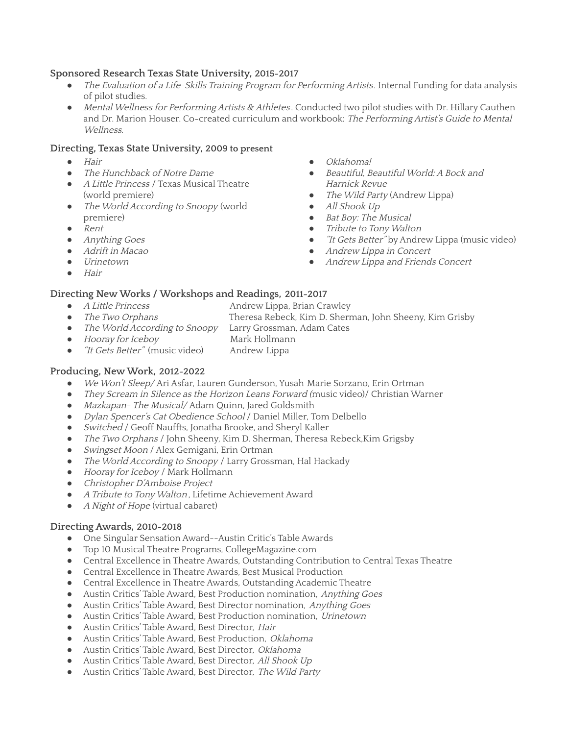**Sponsored Research Texas State University, 2015-2017**

- *The Evaluation of a Life-Skills Training Program for Performing Artists*. Internal Funding for data analysis of pilot studies.
- *Mental Wellness for Performing Artists & Athletes*. Conducted two pilot studies with Dr. Hillary Cauthen and Dr. Marion Houser. Co-created curriculum and workbook: *The Performing Artist's Guide to Mental Wellness*.

**Directing, Texas State University, 2009 to present**

- *Hair*
- *The Hunchback of Notre Dame*
- *A Little Princess* / Texas Musical Theatre (world premiere)
- *The World According to Snoopy* (world premiere)
- *Rent*
- *Anything Goes*
- *Adrift in Macao*
- *Urinetown*
- *Hair*
- *Oklahoma!*
- *Beautiful, Beautiful World: A Bock and Harnick Revue*
- *The Wild Party* (Andrew Lippa)
- *All Shook Up*
- *Bat Boy: The Musical*
- *Tribute to Tony Walton*
- *"It Gets Better"* by Andrew Lippa (music video)
- *Andrew Lippa in Concert*
- *Andrew Lippa and Friends Concert*

**Directing New Works / Workshops and Readings, 2011-2017**

- *A Little Princess* — Andrew Lippa, Brian Crawley
- *The Two Orphans* — Theresa Rebeck, Kim D. Sherman, John Sheeny, Kim Grisby
- *The World According to Snoopy* — Larry Grossman, Adam Cates
- *Hooray for Iceboy* — Mark Hollmann
- *"It Gets Better"* (music video) — Andrew Lippa

**Producing, New Work, 2012-2022**

- *We Won't Sleep*/ Ari Asfar, Lauren Gunderson, Yusah Marie Sorzano, Erin Ortman
- *They Scream in Silence as the Horizon Leans Forward (*music video)/ Christian Warner
- *Mazkapan- The Musical*/ Adam Quinn, Jared Goldsmith
- *Dylan Spencer's Cat Obedience School* / Daniel Miller, Tom Delbello
- *Switched* / Geoff Nauffts, Jonatha Brooke, and Sheryl Kaller
- *The Two Orphans* / John Sheeny, Kim D. Sherman, Theresa Rebeck,Kim Grigsby
- *Swingset Moon* / Alex Gemigani, Erin Ortman
- *The World According to Snoopy* / Larry Grossman, Hal Hackady
- *Hooray for Iceboy* / Mark Hollmann
- *Christopher D'Amboise Project*
- *A Tribute to Tony Walton*, Lifetime Achievement Award
- *A Night of Hope* (virtual cabaret)

**Directing Awards, 2010-2018**

- One Singular Sensation Award--Austin Critic's Table Awards
- Top 10 Musical Theatre Programs, CollegeMagazine.com
- Central Excellence in Theatre Awards, Outstanding Contribution to Central Texas Theatre
- Central Excellence in Theatre Awards, Best Musical Production
- Central Excellence in Theatre Awards, Outstanding Academic Theatre
- Austin Critics' Table Award, Best Production nomination, *Anything Goes*
- Austin Critics' Table Award, Best Director nomination, *Anything Goes*
- Austin Critics' Table Award, Best Production nomination, *Urinetown*
- Austin Critics' Table Award, Best Director, *Hair*
- Austin Critics' Table Award, Best Production, *Oklahoma*
- Austin Critics' Table Award, Best Director, *Oklahoma*
- Austin Critics' Table Award, Best Director, *All Shook Up*
- Austin Critics' Table Award, Best Director, *The Wild Party*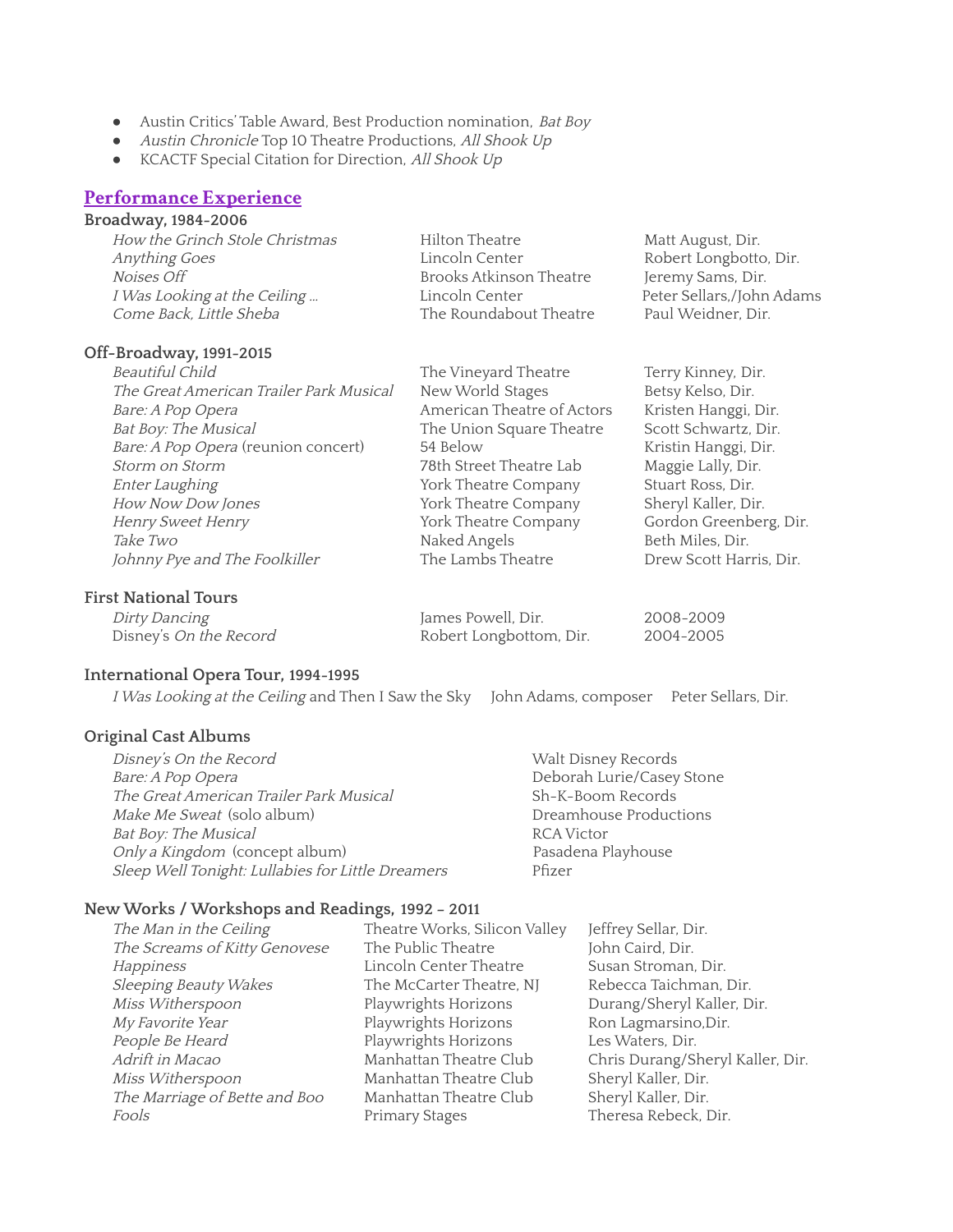- Austin Critics' Table Award, Best Production nomination, *Bat Boy*
- *Austin Chronicle* Top 10 Theatre Productions, *All Shook Up*
- KCACTF Special Citation for Direction, *All Shook Up*

## Performance Experience

### Broadway, 1984-2006

| | | |
|---|---|---|
| *How the Grinch Stole Christmas* | Hilton Theatre | Matt August, Dir. |
| *Anything Goes* | Lincoln Center | Robert Longbotto, Dir. |
| *Noises Off* | Brooks Atkinson Theatre | Jeremy Sams, Dir. |
| *I Was Looking at the Ceiling ...* | Lincoln Center | Peter Sellars,/John Adams |
| *Come Back, Little Sheba* | The Roundabout Theatre | Paul Weidner, Dir. |

### Off-Broadway, 1991-2015

| | | |
|---|---|---|
| *Beautiful Child* | The Vineyard Theatre | Terry Kinney, Dir. |
| *The Great American Trailer Park Musical* | New World Stages | Betsy Kelso, Dir. |
| *Bare: A Pop Opera* | American Theatre of Actors | Kristen Hanggi, Dir. |
| *Bat Boy: The Musical* | The Union Square Theatre | Scott Schwartz, Dir. |
| *Bare: A Pop Opera* (reunion concert) | 54 Below | Kristin Hanggi, Dir. |
| *Storm on Storm* | 78th Street Theatre Lab | Maggie Lally, Dir. |
| *Enter Laughing* | York Theatre Company | Stuart Ross, Dir. |
| *How Now Dow Jones* | York Theatre Company | Sheryl Kaller, Dir. |
| *Henry Sweet Henry* | York Theatre Company | Gordon Greenberg, Dir. |
| *Take Two* | Naked Angels | Beth Miles, Dir. |
| *Johnny Pye and The Foolkiller* | The Lambs Theatre | Drew Scott Harris, Dir. |

### First National Tours

| | | |
|---|---|---|
| *Dirty Dancing* | James Powell, Dir. | 2008-2009 |
| Disney's *On the Record* | Robert Longbottom, Dir. | 2004-2005 |

### International Opera Tour, 1994-1995

*I Was Looking at the Ceiling* and Then I Saw the Sky    John Adams, composer    Peter Sellars, Dir.

### Original Cast Albums

| | |
|---|---|
| *Disney's On the Record* | Walt Disney Records |
| *Bare: A Pop Opera* | Deborah Lurie/Casey Stone |
| *The Great American Trailer Park Musical* | Sh-K-Boom Records |
| *Make Me Sweat* (solo album) | Dreamhouse Productions |
| *Bat Boy: The Musical* | RCA Victor |
| *Only a Kingdom* (concept album) | Pasadena Playhouse |
| *Sleep Well Tonight: Lullabies for Little Dreamers* | Pfizer |

### New Works / Workshops and Readings, 1992 – 2011

| | | |
|---|---|---|
| *The Man in the Ceiling* | Theatre Works, Silicon Valley | Jeffrey Sellar, Dir. |
| *The Screams of Kitty Genovese* | The Public Theatre | John Caird, Dir. |
| *Happiness* | Lincoln Center Theatre | Susan Stroman, Dir. |
| *Sleeping Beauty Wakes* | The McCarter Theatre, NJ | Rebecca Taichman, Dir. |
| *Miss Witherspoon* | Playwrights Horizons | Durang/Sheryl Kaller, Dir. |
| *My Favorite Year* | Playwrights Horizons | Ron Lagmarsino,Dir. |
| *People Be Heard* | Playwrights Horizons | Les Waters, Dir. |
| *Adrift in Macao* | Manhattan Theatre Club | Chris Durang/Sheryl Kaller, Dir. |
| *Miss Witherspoon* | Manhattan Theatre Club | Sheryl Kaller, Dir. |
| *The Marriage of Bette and Boo* | Manhattan Theatre Club | Sheryl Kaller, Dir. |
| *Fools* | Primary Stages | Theresa Rebeck, Dir. |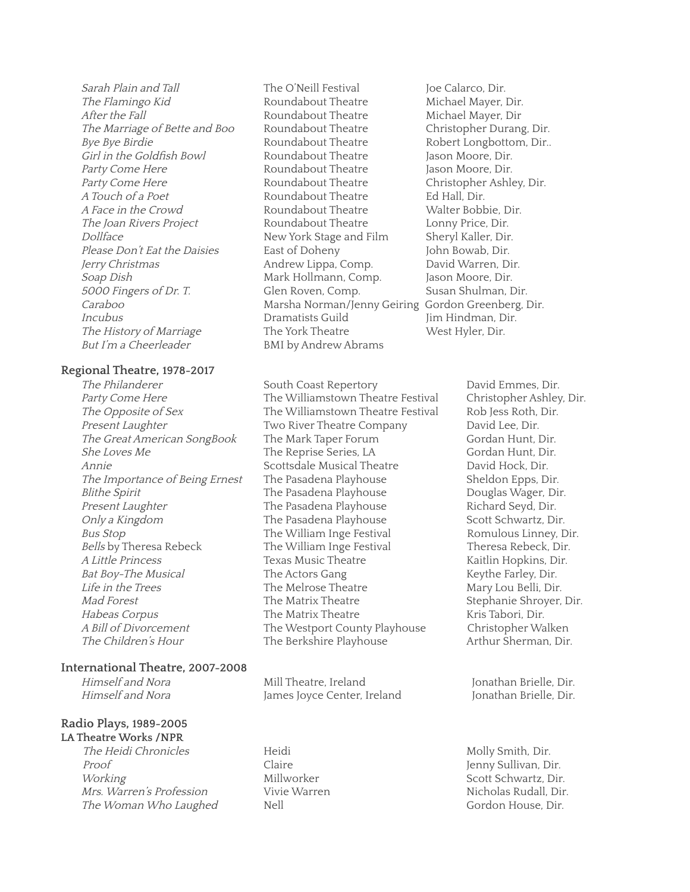| | | |
|---|---|---|
| *Sarah Plain and Tall* | The O'Neill Festival | Joe Calarco, Dir. |
| *The Flamingo Kid* | Roundabout Theatre | Michael Mayer, Dir. |
| *After the Fall* | Roundabout Theatre | Michael Mayer, Dir |
| *The Marriage of Bette and Boo* | Roundabout Theatre | Christopher Durang, Dir. |
| *Bye Bye Birdie* | Roundabout Theatre | Robert Longbottom, Dir.. |
| *Girl in the Goldfish Bowl* | Roundabout Theatre | Jason Moore, Dir. |
| *Party Come Here* | Roundabout Theatre | Jason Moore, Dir. |
| *Party Come Here* | Roundabout Theatre | Christopher Ashley, Dir. |
| *A Touch of a Poet* | Roundabout Theatre | Ed Hall, Dir. |
| *A Face in the Crowd* | Roundabout Theatre | Walter Bobbie, Dir. |
| *The Joan Rivers Project* | Roundabout Theatre | Lonny Price, Dir. |
| *Dollface* | New York Stage and Film | Sheryl Kaller, Dir. |
| *Please Don't Eat the Daisies* | East of Doheny | John Bowab, Dir. |
| *Jerry Christmas* | Andrew Lippa, Comp. | David Warren, Dir. |
| *Soap Dish* | Mark Hollmann, Comp. | Jason Moore, Dir. |
| *5000 Fingers of Dr. T.* | Glen Roven, Comp. | Susan Shulman, Dir. |
| *Caraboo* | Marsha Norman/Jenny Geiring | Gordon Greenberg, Dir. |
| *Incubus* | Dramatists Guild | Jim Hindman, Dir. |
| *The History of Marriage* | The York Theatre | West Hyler, Dir. |
| *But I'm a Cheerleader* | BMI by Andrew Abrams | |

**Regional Theatre, 1978-2017**

| | | |
|---|---|---|
| *The Philanderer* | South Coast Repertory | David Emmes, Dir. |
| *Party Come Here* | The Williamstown Theatre Festival | Christopher Ashley, Dir. |
| *The Opposite of Sex* | The Williamstown Theatre Festival | Rob Jess Roth, Dir. |
| *Present Laughter* | Two River Theatre Company | David Lee, Dir. |
| *The Great American SongBook* | The Mark Taper Forum | Gordan Hunt, Dir. |
| *She Loves Me* | The Reprise Series, LA | Gordan Hunt, Dir. |
| *Annie* | Scottsdale Musical Theatre | David Hock, Dir. |
| *The Importance of Being Ernest* | The Pasadena Playhouse | Sheldon Epps, Dir. |
| *Blithe Spirit* | The Pasadena Playhouse | Douglas Wager, Dir. |
| *Present Laughter* | The Pasadena Playhouse | Richard Seyd, Dir. |
| *Only a Kingdom* | The Pasadena Playhouse | Scott Schwartz, Dir. |
| *Bus Stop* | The William Inge Festival | Romulous Linney, Dir. |
| *Bells* by Theresa Rebeck | The William Inge Festival | Theresa Rebeck, Dir. |
| *A Little Princess* | Texas Music Theatre | Kaitlin Hopkins, Dir. |
| *Bat Boy-The Musical* | The Actors Gang | Keythe Farley, Dir. |
| *Life in the Trees* | The Melrose Theatre | Mary Lou Belli, Dir. |
| *Mad Forest* | The Matrix Theatre | Stephanie Shroyer, Dir. |
| *Habeas Corpus* | The Matrix Theatre | Kris Tabori, Dir. |
| *A Bill of Divorcement* | The Westport County Playhouse | Christopher Walken |
| *The Children's Hour* | The Berkshire Playhouse | Arthur Sherman, Dir. |

**International Theatre, 2007-2008**

| | | |
|---|---|---|
| *Himself and Nora* | Mill Theatre, Ireland | Jonathan Brielle, Dir. |
| *Himself and Nora* | James Joyce Center, Ireland | Jonathan Brielle, Dir. |

**Radio Plays, 1989-2005**

**LA Theatre Works /NPR**

| | | |
|---|---|---|
| *The Heidi Chronicles* | Heidi | Molly Smith, Dir. |
| *Proof* | Claire | Jenny Sullivan, Dir. |
| *Working* | Millworker | Scott Schwartz, Dir. |
| *Mrs. Warren's Profession* | Vivie Warren | Nicholas Rudall, Dir. |
| *The Woman Who Laughed* | Nell | Gordon House, Dir. |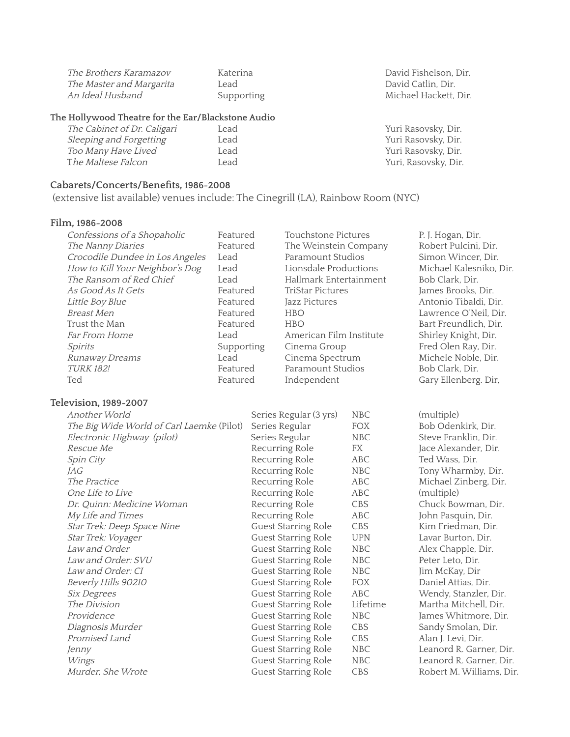| | | |
|---|---|---|
| *The Brothers Karamazov* | Katerina | David Fishelson, Dir. |
| *The Master and Margarita* | Lead | David Catlin, Dir. |
| *An Ideal Husband* | Supporting | Michael Hackett, Dir. |

**The Hollywood Theatre for the Ear/Blackstone Audio**

| | | |
|---|---|---|
| *The Cabinet of Dr. Caligari* | Lead | Yuri Rasovsky, Dir. |
| *Sleeping and Forgetting* | Lead | Yuri Rasovsky, Dir. |
| *Too Many Have Lived* | Lead | Yuri Rasovsky, Dir. |
| T*he Maltese Falcon* | Lead | Yuri, Rasovsky, Dir. |

## Cabarets/Concerts/Benefits, 1986-2008

(extensive list available) venues include: The Cinegrill (LA), Rainbow Room (NYC)

## Film, 1986-2008

| | | | |
|---|---|---|---|
| *Confessions of a Shopaholic* | Featured | Touchstone Pictures | P. J. Hogan, Dir. |
| *The Nanny Diaries* | Featured | The Weinstein Company | Robert Pulcini, Dir. |
| *Crocodile Dundee in Los Angeles* | Lead | Paramount Studios | Simon Wincer, Dir. |
| *How to Kill Your Neighbor's Dog* | Lead | Lionsdale Productions | Michael Kalesniko, Dir. |
| *The Ransom of Red Chief* | Lead | Hallmark Entertainment | Bob Clark, Dir. |
| *As Good As It Gets* | Featured | TriStar Pictures | James Brooks, Dir. |
| *Little Boy Blue* | Featured | Jazz Pictures | Antonio Tibaldi, Dir. |
| *Breast Men* | Featured | HBO | Lawrence O'Neil, Dir. |
| Trust the Man | Featured | HBO | Bart Freundlich, Dir. |
| *Far From Home* | Lead | American Film Institute | Shirley Knight, Dir. |
| *Spirits* | Supporting | Cinema Group | Fred Olen Ray, Dir. |
| *Runaway Dreams* | Lead | Cinema Spectrum | Michele Noble, Dir. |
| *TURK 182!* | Featured | Paramount Studios | Bob Clark, Dir. |
| Ted | Featured | Independent | Gary Ellenberg. Dir, |

## Television, 1989-2007

| | | | |
|---|---|---|---|
| *Another World* | Series Regular (3 yrs) | NBC | (multiple) |
| *The Big Wide World of Carl Laemke* (Pilot) | Series Regular | FOX | Bob Odenkirk, Dir. |
| *Electronic Highway (pilot)* | Series Regular | NBC | Steve Franklin, Dir. |
| *Rescue Me* | Recurring Role | FX | Jace Alexander, Dir. |
| *Spin City* | Recurring Role | ABC | Ted Wass, Dir. |
| *JAG* | Recurring Role | NBC | Tony Wharmby, Dir. |
| *The Practice* | Recurring Role | ABC | Michael Zinberg, Dir. |
| *One Life to Live* | Recurring Role | ABC | (multiple) |
| *Dr. Quinn: Medicine Woman* | Recurring Role | CBS | Chuck Bowman, Dir. |
| *My Life and Times* | Recurring Role | ABC | John Pasquin, Dir. |
| *Star Trek: Deep Space Nine* | Guest Starring Role | CBS | Kim Friedman, Dir. |
| *Star Trek: Voyager* | Guest Starring Role | UPN | Lavar Burton, Dir. |
| *Law and Order* | Guest Starring Role | NBC | Alex Chapple, Dir. |
| *Law and Order: SVU* | Guest Starring Role | NBC | Peter Leto, Dir. |
| *Law and Order: CI* | Guest Starring Role | NBC | Jim McKay, Dir |
| *Beverly Hills 90210* | Guest Starring Role | FOX | Daniel Attias, Dir. |
| *Six Degrees* | Guest Starring Role | ABC | Wendy, Stanzler, Dir. |
| *The Division* | Guest Starring Role | Lifetime | Martha Mitchell, Dir. |
| *Providence* | Guest Starring Role | NBC | James Whitmore, Dir. |
| *Diagnosis Murder* | Guest Starring Role | CBS | Sandy Smolan, Dir. |
| *Promised Land* | Guest Starring Role | CBS | Alan J. Levi, Dir. |
| *Jenny* | Guest Starring Role | NBC | Leanord R. Garner, Dir. |
| *Wings* | Guest Starring Role | NBC | Leanord R. Garner, Dir. |
| *Murder, She Wrote* | Guest Starring Role | CBS | Robert M. Williams, Dir. |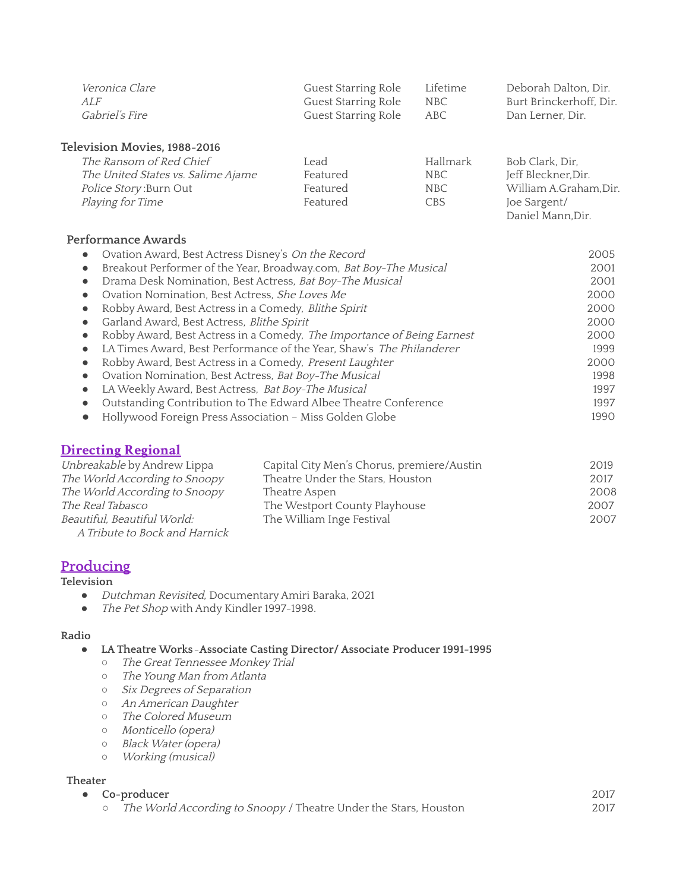| | | | |
|---|---|---|---|
| *Veronica Clare* | Guest Starring Role | Lifetime | Deborah Dalton, Dir. |
| *ALF* | Guest Starring Role | NBC | Burt Brinckerhoff, Dir. |
| *Gabriel's Fire* | Guest Starring Role | ABC | Dan Lerner, Dir. |

**Television Movies, 1988-2016**

| | | | |
|---|---|---|---|
| *The Ransom of Red Chief* | Lead | Hallmark | Bob Clark, Dir, |
| *The United States vs. Salime Ajame* | Featured | NBC | Jeff Bleckner,Dir. |
| *Police Story* :Burn Out | Featured | NBC | William A.Graham,Dir. |
| *Playing for Time* | Featured | CBS | Joe Sargent/ Daniel Mann,Dir. |

**Performance Awards**

- Ovation Award, Best Actress Disney's *On the Record* — 2005
- Breakout Performer of the Year, Broadway.com, *Bat Boy-The Musical* — 2001
- Drama Desk Nomination, Best Actress, *Bat Boy-The Musical* — 2001
- Ovation Nomination, Best Actress, *She Loves Me* — 2000
- Robby Award, Best Actress in a Comedy, *Blithe Spirit* — 2000
- Garland Award, Best Actress, *Blithe Spirit* — 2000
- Robby Award, Best Actress in a Comedy, *The Importance of Being Earnest* — 2000
- LA Times Award, Best Performance of the Year, Shaw's *The Philanderer* — 1999
- Robby Award, Best Actress in a Comedy, *Present Laughter* — 2000
- Ovation Nomination, Best Actress, *Bat Boy-The Musical* — 1998
- LA Weekly Award, Best Actress, *Bat Boy-The Musical* — 1997
- Outstanding Contribution to The Edward Albee Theatre Conference — 1997
- Hollywood Foreign Press Association – Miss Golden Globe — 1990

## Directing Regional

| | | |
|---|---|---|
| *Unbreakable* by Andrew Lippa | Capital City Men's Chorus, premiere/Austin | 2019 |
| *The World According to Snoopy* | Theatre Under the Stars, Houston | 2017 |
| *The World According to Snoopy* | Theatre Aspen | 2008 |
| *The Real Tabasco* | The Westport County Playhouse | 2007 |
| *Beautiful, Beautiful World: A Tribute to Bock and Harnick* | The William Inge Festival | 2007 |

## Producing

**Television**

- *Dutchman Revisited*, Documentary Amiri Baraka, 2021
- *The Pet Shop* with Andy Kindler 1997-1998.

**Radio**

- **LA Theatre Works -Associate Casting Director/ Associate Producer 1991-1995**
  - *The Great Tennessee Monkey Trial*
  - *The Young Man from Atlanta*
  - *Six Degrees of Separation*
  - *An American Daughter*
  - *The Colored Museum*
  - *Monticello (opera)*
  - *Black Water (opera)*
  - *Working (musical)*

**Theater**

- **Co-producer** — 2017
  - *The World According to Snoopy* / Theatre Under the Stars, Houston — 2017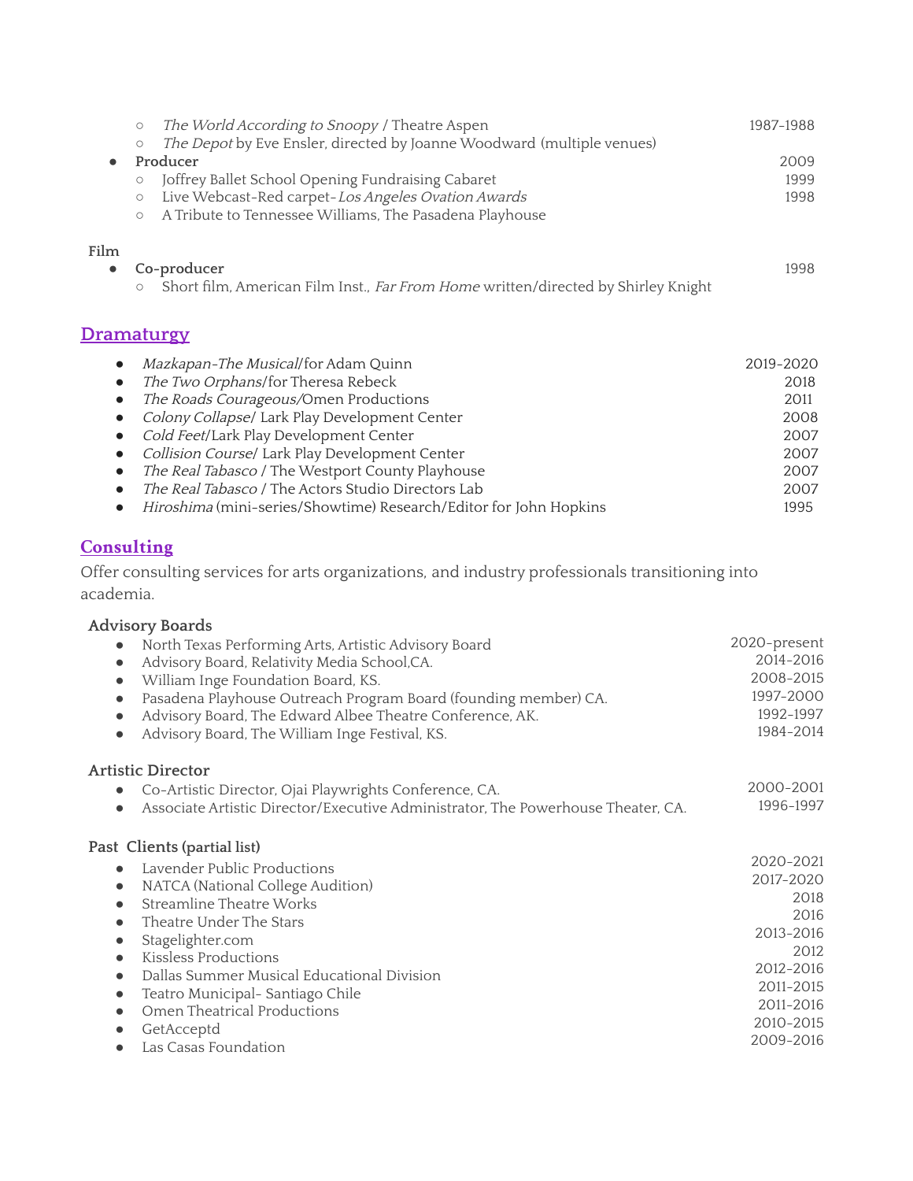- *The World According to Snoopy* / Theatre Aspen 1987-1988
- *The Depot* by Eve Ensler, directed by Joanne Woodward (multiple venues)

- **Producer** 2009
  - Joffrey Ballet School Opening Fundraising Cabaret 1999
  - Live Webcast-Red carpet-*Los Angeles Ovation Awards* 1998
  - A Tribute to Tennessee Williams, The Pasadena Playhouse

**Film**

- **Co-producer** 1998
  - Short film, American Film Inst., *Far From Home* written/directed by Shirley Knight

## Dramaturgy

- *Mazkapan-The Musical*/for Adam Quinn 2019-2020
- *The Two Orphans*/for Theresa Rebeck 2018
- *The Roads Courageous*/Omen Productions 2011
- *Colony Collapse*/ Lark Play Development Center 2008
- *Cold Feet*/Lark Play Development Center 2007
- *Collision Course*/ Lark Play Development Center 2007
- *The Real Tabasco* / The Westport County Playhouse 2007
- *The Real Tabasco* / The Actors Studio Directors Lab 2007
- *Hiroshima* (mini-series/Showtime) Research/Editor for John Hopkins 1995

## Consulting

Offer consulting services for arts organizations, and industry professionals transitioning into academia.

**Advisory Boards**

- North Texas Performing Arts, Artistic Advisory Board 2020-present
- Advisory Board, Relativity Media School,CA. 2014-2016
- William Inge Foundation Board, KS. 2008-2015
- Pasadena Playhouse Outreach Program Board (founding member) CA. 1997-2000
- Advisory Board, The Edward Albee Theatre Conference, AK. 1992-1997
- Advisory Board, The William Inge Festival, KS. 1984-2014

**Artistic Director**

- Co-Artistic Director, Ojai Playwrights Conference, CA. 2000-2001
- Associate Artistic Director/Executive Administrator, The Powerhouse Theater, CA. 1996-1997

**Past Clients (partial list)**

- Lavender Public Productions 2020-2021
- NATCA (National College Audition) 2017-2020
- Streamline Theatre Works 2018
- Theatre Under The Stars 2016
- Stagelighter.com 2013-2016
- Kissless Productions 2012
- Dallas Summer Musical Educational Division 2012-2016
- Teatro Municipal- Santiago Chile 2011-2015
- Omen Theatrical Productions 2011-2016
- GetAcceptd 2010-2015
- Las Casas Foundation 2009-2016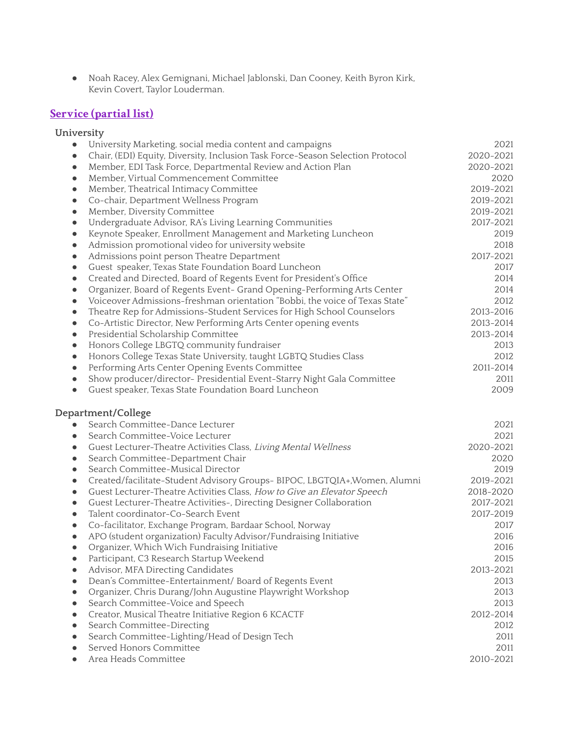- Noah Racey, Alex Gemignani, Michael Jablonski, Dan Cooney, Keith Byron Kirk, Kevin Covert, Taylor Louderman.

## Service (partial list)

### University

- University Marketing, social media content and campaigns 2021
- Chair, (EDI) Equity, Diversity, Inclusion Task Force-Season Selection Protocol 2020-2021
- Member, EDI Task Force, Departmental Review and Action Plan 2020-2021
- Member, Virtual Commencement Committee 2020
- Member, Theatrical Intimacy Committee 2019-2021
- Co-chair, Department Wellness Program 2019-2021
- Member, Diversity Committee 2019-2021
- Undergraduate Advisor, RA's Living Learning Communities 2017-2021
- Keynote Speaker, Enrollment Management and Marketing Luncheon 2019
- Admission promotional video for university website 2018
- Admissions point person Theatre Department 2017-2021
- Guest speaker, Texas State Foundation Board Luncheon 2017
- Created and Directed, Board of Regents Event for President's Office 2014
- Organizer, Board of Regents Event- Grand Opening-Performing Arts Center 2014
- Voiceover Admissions-freshman orientation "Bobbi, the voice of Texas State" 2012
- Theatre Rep for Admissions-Student Services for High School Counselors 2013-2016
- Co-Artistic Director, New Performing Arts Center opening events 2013-2014
- Presidential Scholarship Committee 2013-2014
- Honors College LBGTQ community fundraiser 2013
- Honors College Texas State University, taught LGBTQ Studies Class 2012
- Performing Arts Center Opening Events Committee 2011-2014
- Show producer/director- Presidential Event-Starry Night Gala Committee 2011
- Guest speaker, Texas State Foundation Board Luncheon 2009

### Department/College

- Search Committee-Dance Lecturer 2021
- Search Committee-Voice Lecturer 2021
- Guest Lecturer-Theatre Activities Class, *Living Mental Wellness* 2020-2021
- Search Committee-Department Chair 2020
- Search Committee-Musical Director 2019
- Created/facilitate-Student Advisory Groups- BIPOC, LBGTQIA+,Women, Alumni 2019-2021
- Guest Lecturer-Theatre Activities Class, *How to Give an Elevator Speech* 2018-2020
- Guest Lecturer-Theatre Activities-, Directing Designer Collaboration 2017-2021
- Talent coordinator-Co-Search Event 2017-2019
- Co-facilitator, Exchange Program, Bardaar School, Norway 2017
- APO (student organization) Faculty Advisor/Fundraising Initiative 2016
- Organizer, Which Wich Fundraising Initiative 2016
- Participant, C3 Research Startup Weekend 2015
- Advisor, MFA Directing Candidates 2013-2021
- Dean's Committee-Entertainment/ Board of Regents Event 2013
- Organizer, Chris Durang/John Augustine Playwright Workshop 2013
- Search Committee-Voice and Speech 2013
- Creator, Musical Theatre Initiative Region 6 KCACTF 2012-2014
- Search Committee-Directing 2012
- Search Committee-Lighting/Head of Design Tech 2011
- Served Honors Committee 2011
- Area Heads Committee 2010-2021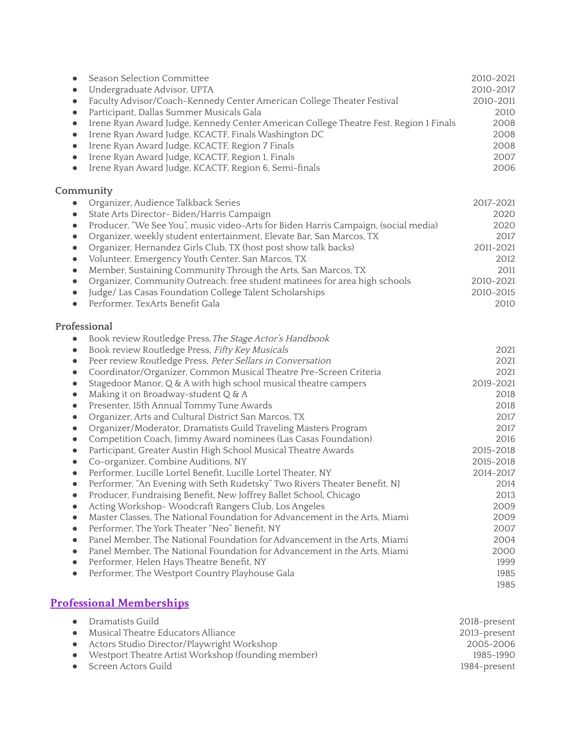- Season Selection Committee 2010-2021
- Undergraduate Advisor, UPTA 2010-2017
- Faculty Advisor/Coach-Kennedy Center American College Theater Festival 2010-2011
- Participant, Dallas Summer Musicals Gala 2010
- Irene Ryan Award Judge, Kennedy Center American College Theatre Fest. Region 1 Finals 2008
- Irene Ryan Award Judge, KCACTF, Finals Washington DC 2008
- Irene Ryan Award Judge, KCACTF, Region 7 Finals 2008
- Irene Ryan Award Judge, KCACTF, Region 1, Finals 2007
- Irene Ryan Award Judge, KCACTF, Region 6, Semi-finals 2006

**Community**

- Organizer, Audience Talkback Series 2017-2021
- State Arts Director- Biden/Harris Campaign 2020
- Producer, "We See You", music video-Arts for Biden Harris Campaign, (social media) 2020
- Organizer, weekly student entertainment, Elevate Bar, San Marcos, TX 2017
- Organizer, Hernandez Girls Club, TX (host post show talk backs) 2011-2021
- Volunteer, Emergency Youth Center, San Marcos, TX 2012
- Member, Sustaining Community Through the Arts, San Marcos, TX 2011
- Organizer, Community Outreach: free student matinees for area high schools 2010-2021
- Judge/ Las Casas Foundation College Talent Scholarships 2010-2015
- Performer, TexArts Benefit Gala 2010

**Professional**

- Book review Routledge Press, *The Stage Actor's Handbook*
- Book review Routledge Press, *Fifty Key Musicals* 2021
- Peer review Routledge Press, *Peter Sellars in Conversation* 2021
- Coordinator/Organizer, Common Musical Theatre Pre-Screen Criteria 2021
- Stagedoor Manor, Q & A with high school musical theatre campers 2019-2021
- Making it on Broadway-student Q & A 2018
- Presenter, 15th Annual Tommy Tune Awards 2018
- Organizer, Arts and Cultural District San Marcos, TX 2017
- Organizer/Moderator, Dramatists Guild Traveling Masters Program 2017
- Competition Coach, Jimmy Award nominees (Las Casas Foundation) 2016
- Participant, Greater Austin High School Musical Theatre Awards 2015-2018
- Co-organizer, Combine Auditions, NY 2015-2018
- Performer, Lucille Lortel Benefit, Lucille Lortel Theater, NY 2014-2017
- Performer, "An Evening with Seth Rudetsky" Two Rivers Theater Benefit, NJ 2014
- Producer, Fundraising Benefit, New Joffrey Ballet School, Chicago 2013
- Acting Workshop- Woodcraft Rangers Club, Los Angeles 2009
- Master Classes, The National Foundation for Advancement in the Arts, Miami 2009
- Performer, The York Theater "Neo" Benefit, NY 2007
- Panel Member, The National Foundation for Advancement in the Arts, Miami 2004
- Panel Member, The National Foundation for Advancement in the Arts, Miami 2000
- Performer, Helen Hays Theatre Benefit, NY 1999
- Performer, The Westport Country Playhouse Gala 1985

1985

## Professional Memberships

- Dramatists Guild 2018-present
- Musical Theatre Educators Alliance 2013-present
- Actors Studio Director/Playwright Workshop 2005-2006
- Westport Theatre Artist Workshop (founding member) 1985-1990
- Screen Actors Guild 1984-present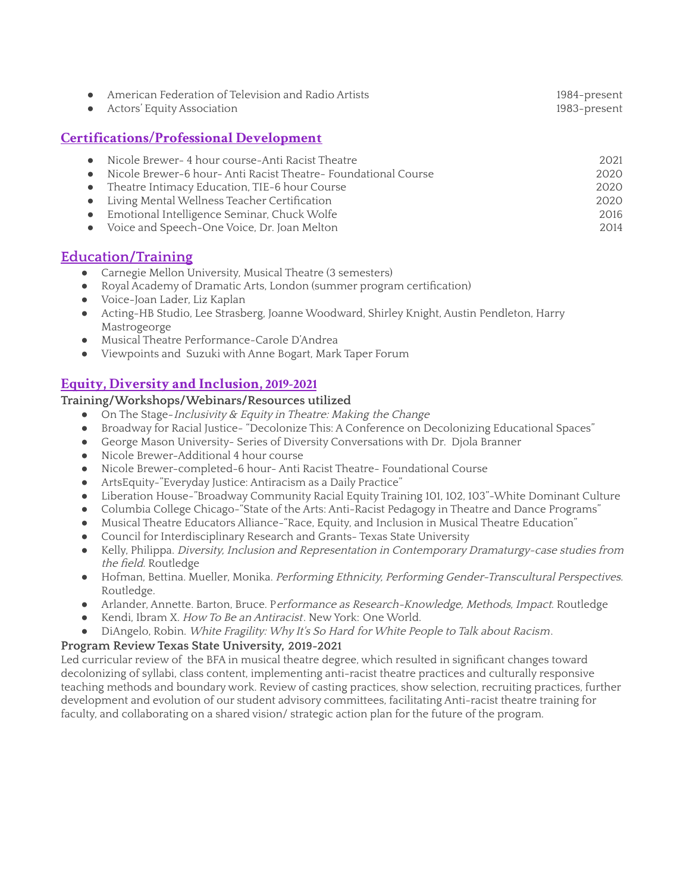- American Federation of Television and Radio Artists 1984-present
- Actors' Equity Association 1983-present

## Certifications/Professional Development

- Nicole Brewer- 4 hour course-Anti Racist Theatre 2021
- Nicole Brewer-6 hour- Anti Racist Theatre- Foundational Course 2020
- Theatre Intimacy Education, TIE-6 hour Course 2020
- Living Mental Wellness Teacher Certification 2020
- Emotional Intelligence Seminar, Chuck Wolfe 2016
- Voice and Speech-One Voice, Dr. Joan Melton 2014

## Education/Training

- Carnegie Mellon University, Musical Theatre (3 semesters)
- Royal Academy of Dramatic Arts, London (summer program certification)
- Voice-Joan Lader, Liz Kaplan
- Acting-HB Studio, Lee Strasberg, Joanne Woodward, Shirley Knight, Austin Pendleton, Harry Mastrogeorge
- Musical Theatre Performance-Carole D'Andrea
- Viewpoints and Suzuki with Anne Bogart, Mark Taper Forum

## Equity, Diversity and Inclusion, 2019-2021

**Training/Workshops/Webinars/Resources utilized**

- On The Stage-*Inclusivity & Equity in Theatre: Making the Change*
- Broadway for Racial Justice- "Decolonize This: A Conference on Decolonizing Educational Spaces"
- George Mason University- Series of Diversity Conversations with Dr. Djola Branner
- Nicole Brewer-Additional 4 hour course
- Nicole Brewer-completed-6 hour- Anti Racist Theatre- Foundational Course
- ArtsEquity-"Everyday Justice: Antiracism as a Daily Practice"
- Liberation House-"Broadway Community Racial Equity Training 101, 102, 103"-White Dominant Culture
- Columbia College Chicago-"State of the Arts: Anti-Racist Pedagogy in Theatre and Dance Programs"
- Musical Theatre Educators Alliance-"Race, Equity, and Inclusion in Musical Theatre Education"
- Council for Interdisciplinary Research and Grants- Texas State University
- Kelly, Philippa. *Diversity, Inclusion and Representation in Contemporary Dramaturgy-case studies from the field*. Routledge
- Hofman, Bettina. Mueller, Monika. *Performing Ethnicity, Performing Gender-Transcultural Perspectives*. Routledge.
- Arlander, Annette. Barton, Bruce. P*erformance as Research-Knowledge, Methods, Impact*. Routledge
- Kendi, Ibram X. *How To Be an Antiracist*. New York: One World.
- DiAngelo, Robin. *White Fragility: Why It's So Hard for White People to Talk about Racism*.

**Program Review Texas State University, 2019-2021**

Led curricular review of the BFA in musical theatre degree, which resulted in significant changes toward decolonizing of syllabi, class content, implementing anti-racist theatre practices and culturally responsive teaching methods and boundary work. Review of casting practices, show selection, recruiting practices, further development and evolution of our student advisory committees, facilitating Anti-racist theatre training for faculty, and collaborating on a shared vision/ strategic action plan for the future of the program.